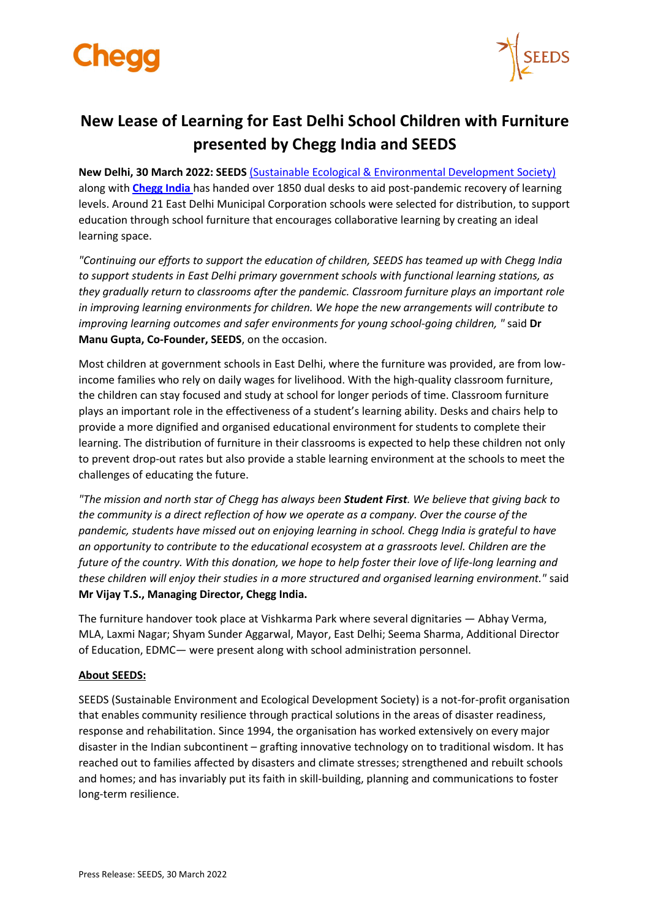# New Lease of Learning for East Delhi School Children with Furniture presented by Chegg India and SEEDS

**New Delhi, 30 March 2022: SEEDS** (Sustainable Ecological & Environmental Development Society) along with **Chegg India** has handed over 1850 dual desks to aid post-pandemic recovery of learning levels. Around 21 East Delhi Municipal Corporation schools were selected for distribution, to support education through school furniture that encourages collaborative learning by creating an ideal learning space.

*"Continuing our efforts to support the education of children, SEEDS has teamed up with Chegg India to support students in East Delhi primary government schools with functional learning stations, as they gradually return to classrooms after the pandemic. Classroom furniture plays an important role in improving learning environments for children. We hope the new arrangements will contribute to improving learning outcomes and safer environments for young school-going children, "* said **Dr Manu Gupta, Co-Founder, SEEDS**, on the occasion.

Most children at government schools in East Delhi, where the furniture was provided, are from low-income families who rely on daily wages for livelihood. With the high-quality classroom furniture, the children can stay focused and study at school for longer periods of time. Classroom furniture plays an important role in the effectiveness of a student's learning ability. Desks and chairs help to provide a more dignified and organised educational environment for students to complete their learning. The distribution of furniture in their classrooms is expected to help these children not only to prevent drop-out rates but also provide a stable learning environment at the schools to meet the challenges of educating the future.

*"The mission and north star of Chegg has always been* ***Student First****. We believe that giving back to the community is a direct reflection of how we operate as a company. Over the course of the pandemic, students have missed out on enjoying learning in school. Chegg India is grateful to have an opportunity to contribute to the educational ecosystem at a grassroots level. Children are the future of the country. With this donation, we hope to help foster their love of life-long learning and these children will enjoy their studies in a more structured and organised learning environment."* said **Mr Vijay T.S., Managing Director, Chegg India.**

The furniture handover took place at Vishkarma Park where several dignitaries — Abhay Verma, MLA, Laxmi Nagar; Shyam Sunder Aggarwal, Mayor, East Delhi; Seema Sharma, Additional Director of Education, EDMC— were present along with school administration personnel.

**About SEEDS:**

SEEDS (Sustainable Environment and Ecological Development Society) is a not-for-profit organisation that enables community resilience through practical solutions in the areas of disaster readiness, response and rehabilitation. Since 1994, the organisation has worked extensively on every major disaster in the Indian subcontinent – grafting innovative technology on to traditional wisdom. It has reached out to families affected by disasters and climate stresses; strengthened and rebuilt schools and homes; and has invariably put its faith in skill-building, planning and communications to foster long-term resilience.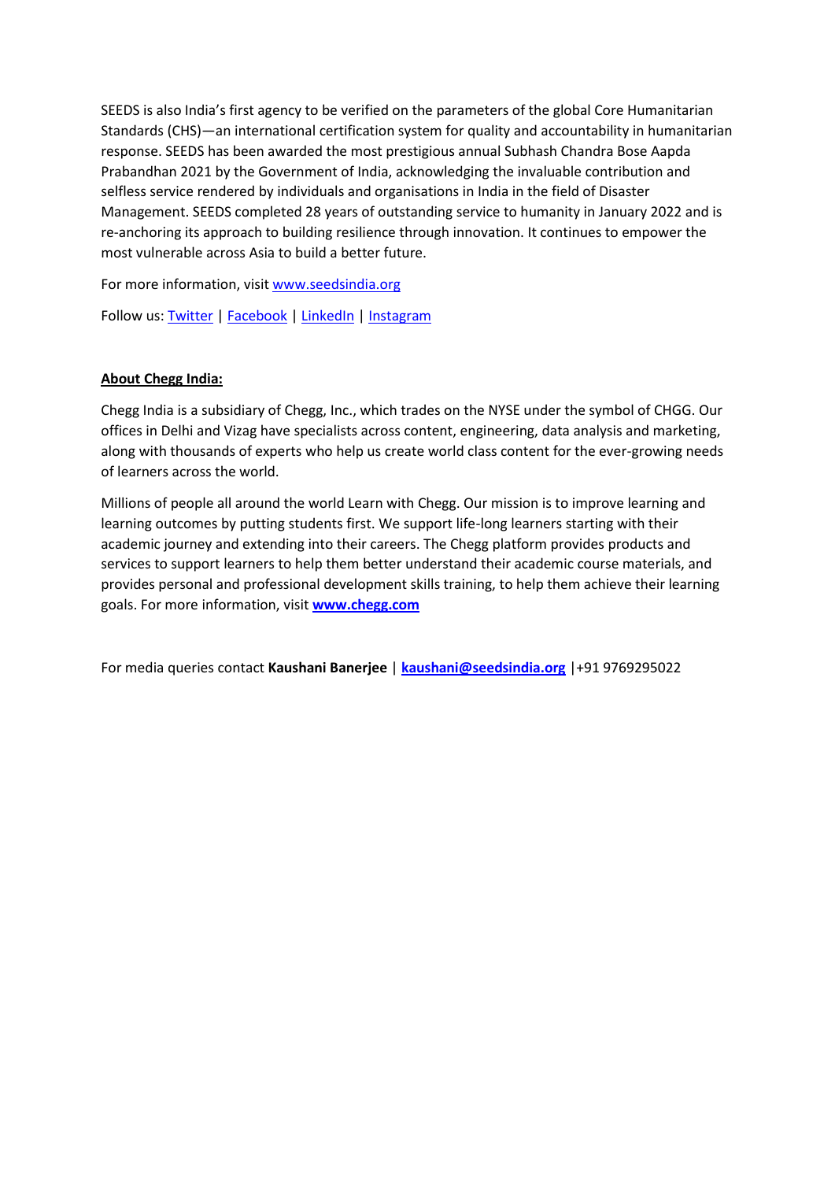SEEDS is also India's first agency to be verified on the parameters of the global Core Humanitarian Standards (CHS)—an international certification system for quality and accountability in humanitarian response. SEEDS has been awarded the most prestigious annual Subhash Chandra Bose Aapda Prabandhan 2021 by the Government of India, acknowledging the invaluable contribution and selfless service rendered by individuals and organisations in India in the field of Disaster Management. SEEDS completed 28 years of outstanding service to humanity in January 2022 and is re-anchoring its approach to building resilience through innovation. It continues to empower the most vulnerable across Asia to build a better future.

For more information, visit [www.seedsindia.org](http://www.seedsindia.org)

Follow us: Twitter | Facebook | LinkedIn | Instagram

**About Chegg India:**

Chegg India is a subsidiary of Chegg, Inc., which trades on the NYSE under the symbol of CHGG. Our offices in Delhi and Vizag have specialists across content, engineering, data analysis and marketing, along with thousands of experts who help us create world class content for the ever-growing needs of learners across the world.

Millions of people all around the world Learn with Chegg. Our mission is to improve learning and learning outcomes by putting students first. We support life-long learners starting with their academic journey and extending into their careers. The Chegg platform provides products and services to support learners to help them better understand their academic course materials, and provides personal and professional development skills training, to help them achieve their learning goals. For more information, visit **[www.chegg.com](http://www.chegg.com)**

For media queries contact **Kaushani Banerjee** | **[kaushani@seedsindia.org](mailto:kaushani@seedsindia.org)** |+91 9769295022